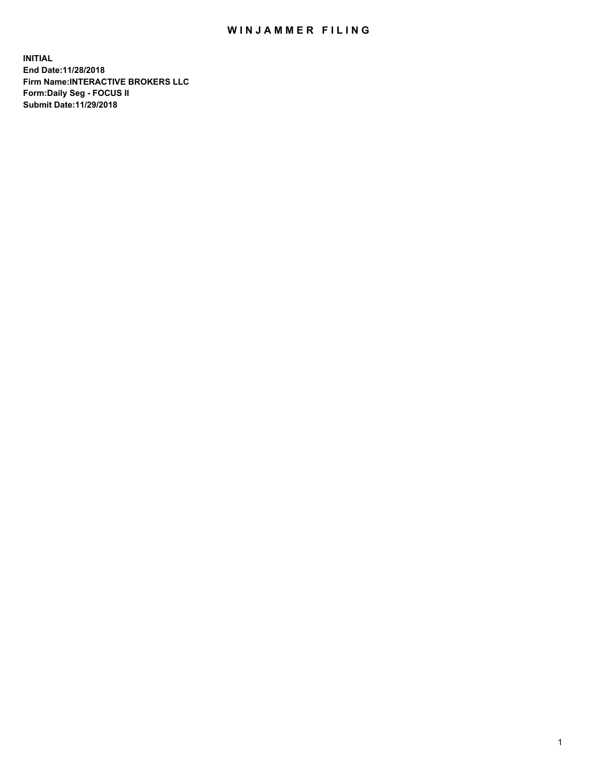# WINJAMMER FILING

**INITIAL**
**End Date:11/28/2018**
**Firm Name:INTERACTIVE BROKERS LLC**
**Form:Daily Seg - FOCUS II**
**Submit Date:11/29/2018**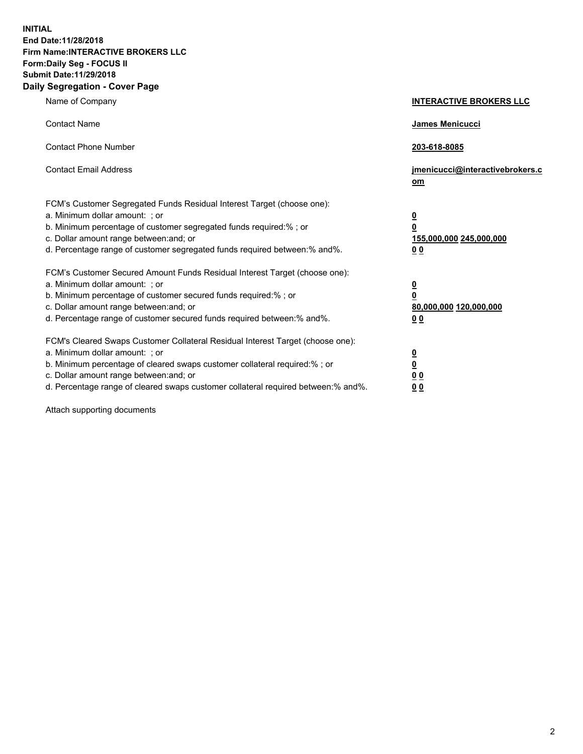**INITIAL**
**End Date:11/28/2018**
**Firm Name:INTERACTIVE BROKERS LLC**
**Form:Daily Seg - FOCUS II**
**Submit Date:11/29/2018**
**Daily Segregation - Cover Page**

| | |
|---|---|
| Name of Company | **INTERACTIVE BROKERS LLC** |
| Contact Name | **James Menicucci** |
| Contact Phone Number | **203-618-8085** |
| Contact Email Address | **jmenicucci@interactivebrokers.com** |

FCM's Customer Segregated Funds Residual Interest Target (choose one):

| | |
|---|---|
| a. Minimum dollar amount: ; or | **0** |
| b. Minimum percentage of customer segregated funds required:% ; or | **0** |
| c. Dollar amount range between:and; or | **155,000,000 245,000,000** |
| d. Percentage range of customer segregated funds required between:% and%. | **0 0** |

FCM's Customer Secured Amount Funds Residual Interest Target (choose one):

| | |
|---|---|
| a. Minimum dollar amount: ; or | **0** |
| b. Minimum percentage of customer secured funds required:% ; or | **0** |
| c. Dollar amount range between:and; or | **80,000,000 120,000,000** |
| d. Percentage range of customer secured funds required between:% and%. | **0 0** |

FCM's Cleared Swaps Customer Collateral Residual Interest Target (choose one):

| | |
|---|---|
| a. Minimum dollar amount: ; or | **0** |
| b. Minimum percentage of cleared swaps customer collateral required:% ; or | **0** |
| c. Dollar amount range between:and; or | **0 0** |
| d. Percentage range of cleared swaps customer collateral required between:% and%. | **0 0** |

Attach supporting documents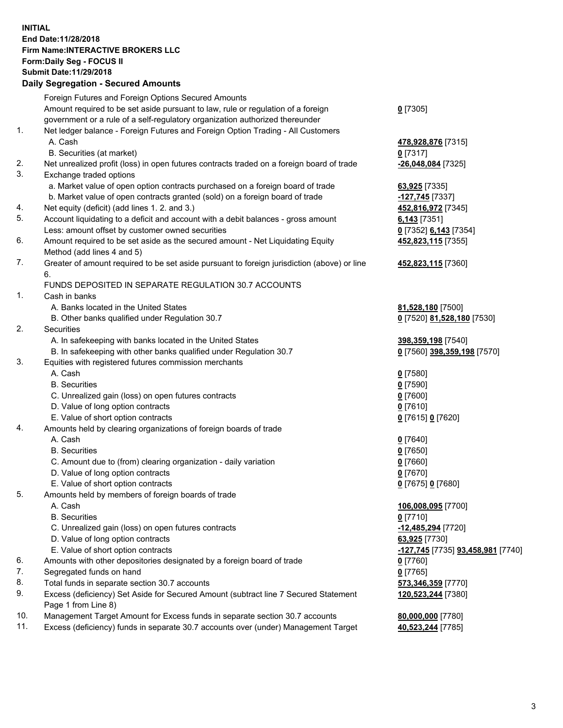**INITIAL**
**End Date:11/28/2018**
**Firm Name:INTERACTIVE BROKERS LLC**
**Form:Daily Seg - FOCUS II**
**Submit Date:11/29/2018**

## Daily Segregation - Secured Amounts

| | | |
|---|---|---|
| | Foreign Futures and Foreign Options Secured Amounts | |
| | Amount required to be set aside pursuant to law, rule or regulation of a foreign government or a rule of a self-regulatory organization authorized thereunder | **0** [7305] |
| 1. | Net ledger balance - Foreign Futures and Foreign Option Trading - All Customers | |
| | A. Cash | **478,928,876** [7315] |
| | B. Securities (at market) | **0** [7317] |
| 2. | Net unrealized profit (loss) in open futures contracts traded on a foreign board of trade | **-26,048,084** [7325] |
| 3. | Exchange traded options | |
| | a. Market value of open option contracts purchased on a foreign board of trade | **63,925** [7335] |
| | b. Market value of open contracts granted (sold) on a foreign board of trade | **-127,745** [7337] |
| 4. | Net equity (deficit) (add lines 1. 2. and 3.) | **452,816,972** [7345] |
| 5. | Account liquidating to a deficit and account with a debit balances - gross amount | **6,143** [7351] |
| | Less: amount offset by customer owned securities | **0** [7352] **6,143** [7354] |
| 6. | Amount required to be set aside as the secured amount - Net Liquidating Equity Method (add lines 4 and 5) | **452,823,115** [7355] |
| 7. | Greater of amount required to be set aside pursuant to foreign jurisdiction (above) or line 6. | **452,823,115** [7360] |
| | FUNDS DEPOSITED IN SEPARATE REGULATION 30.7 ACCOUNTS | |
| 1. | Cash in banks | |
| | A. Banks located in the United States | **81,528,180** [7500] |
| | B. Other banks qualified under Regulation 30.7 | **0** [7520] **81,528,180** [7530] |
| 2. | Securities | |
| | A. In safekeeping with banks located in the United States | **398,359,198** [7540] |
| | B. In safekeeping with other banks qualified under Regulation 30.7 | **0** [7560] **398,359,198** [7570] |
| 3. | Equities with registered futures commission merchants | |
| | A. Cash | **0** [7580] |
| | B. Securities | **0** [7590] |
| | C. Unrealized gain (loss) on open futures contracts | **0** [7600] |
| | D. Value of long option contracts | **0** [7610] |
| | E. Value of short option contracts | **0** [7615] **0** [7620] |
| 4. | Amounts held by clearing organizations of foreign boards of trade | |
| | A. Cash | **0** [7640] |
| | B. Securities | **0** [7650] |
| | C. Amount due to (from) clearing organization - daily variation | **0** [7660] |
| | D. Value of long option contracts | **0** [7670] |
| | E. Value of short option contracts | **0** [7675] **0** [7680] |
| 5. | Amounts held by members of foreign boards of trade | |
| | A. Cash | **106,008,095** [7700] |
| | B. Securities | **0** [7710] |
| | C. Unrealized gain (loss) on open futures contracts | **-12,485,294** [7720] |
| | D. Value of long option contracts | **63,925** [7730] |
| | E. Value of short option contracts | **-127,745** [7735] **93,458,981** [7740] |
| 6. | Amounts with other depositories designated by a foreign board of trade | **0** [7760] |
| 7. | Segregated funds on hand | **0** [7765] |
| 8. | Total funds in separate section 30.7 accounts | **573,346,359** [7770] |
| 9. | Excess (deficiency) Set Aside for Secured Amount (subtract line 7 Secured Statement Page 1 from Line 8) | **120,523,244** [7380] |
| 10. | Management Target Amount for Excess funds in separate section 30.7 accounts | **80,000,000** [7780] |
| 11. | Excess (deficiency) funds in separate 30.7 accounts over (under) Management Target | **40,523,244** [7785] |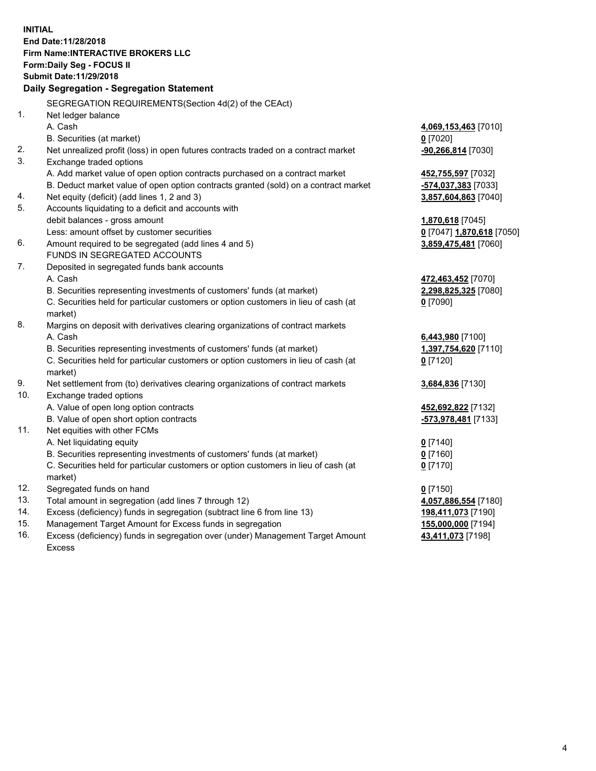**INITIAL**
**End Date:11/28/2018**
**Firm Name:INTERACTIVE BROKERS LLC**
**Form:Daily Seg - FOCUS II**
**Submit Date:11/29/2018**

**Daily Segregation - Segregation Statement**

SEGREGATION REQUIREMENTS(Section 4d(2) of the CEAct)

| | | |
|---|---|---|
| 1. | Net ledger balance | |
| | A. Cash | **4,069,153,463** [7010] |
| | B. Securities (at market) | **0** [7020] |
| 2. | Net unrealized profit (loss) in open futures contracts traded on a contract market | **-90,266,814** [7030] |
| 3. | Exchange traded options | |
| | A. Add market value of open option contracts purchased on a contract market | **452,755,597** [7032] |
| | B. Deduct market value of open option contracts granted (sold) on a contract market | **-574,037,383** [7033] |
| 4. | Net equity (deficit) (add lines 1, 2 and 3) | **3,857,604,863** [7040] |
| 5. | Accounts liquidating to a deficit and accounts with | |
| | debit balances - gross amount | **1,870,618** [7045] |
| | Less: amount offset by customer securities | **0** [7047] **1,870,618** [7050] |
| 6. | Amount required to be segregated (add lines 4 and 5) | **3,859,475,481** [7060] |
| | FUNDS IN SEGREGATED ACCOUNTS | |
| 7. | Deposited in segregated funds bank accounts | |
| | A. Cash | **472,463,452** [7070] |
| | B. Securities representing investments of customers' funds (at market) | **2,298,825,325** [7080] |
| | C. Securities held for particular customers or option customers in lieu of cash (at market) | **0** [7090] |
| 8. | Margins on deposit with derivatives clearing organizations of contract markets | |
| | A. Cash | **6,443,980** [7100] |
| | B. Securities representing investments of customers' funds (at market) | **1,397,754,620** [7110] |
| | C. Securities held for particular customers or option customers in lieu of cash (at market) | **0** [7120] |
| 9. | Net settlement from (to) derivatives clearing organizations of contract markets | **3,684,836** [7130] |
| 10. | Exchange traded options | |
| | A. Value of open long option contracts | **452,692,822** [7132] |
| | B. Value of open short option contracts | **-573,978,481** [7133] |
| 11. | Net equities with other FCMs | |
| | A. Net liquidating equity | **0** [7140] |
| | B. Securities representing investments of customers' funds (at market) | **0** [7160] |
| | C. Securities held for particular customers or option customers in lieu of cash (at market) | **0** [7170] |
| 12. | Segregated funds on hand | **0** [7150] |
| 13. | Total amount in segregation (add lines 7 through 12) | **4,057,886,554** [7180] |
| 14. | Excess (deficiency) funds in segregation (subtract line 6 from line 13) | **198,411,073** [7190] |
| 15. | Management Target Amount for Excess funds in segregation | **155,000,000** [7194] |
| 16. | Excess (deficiency) funds in segregation over (under) Management Target Amount Excess | **43,411,073** [7198] |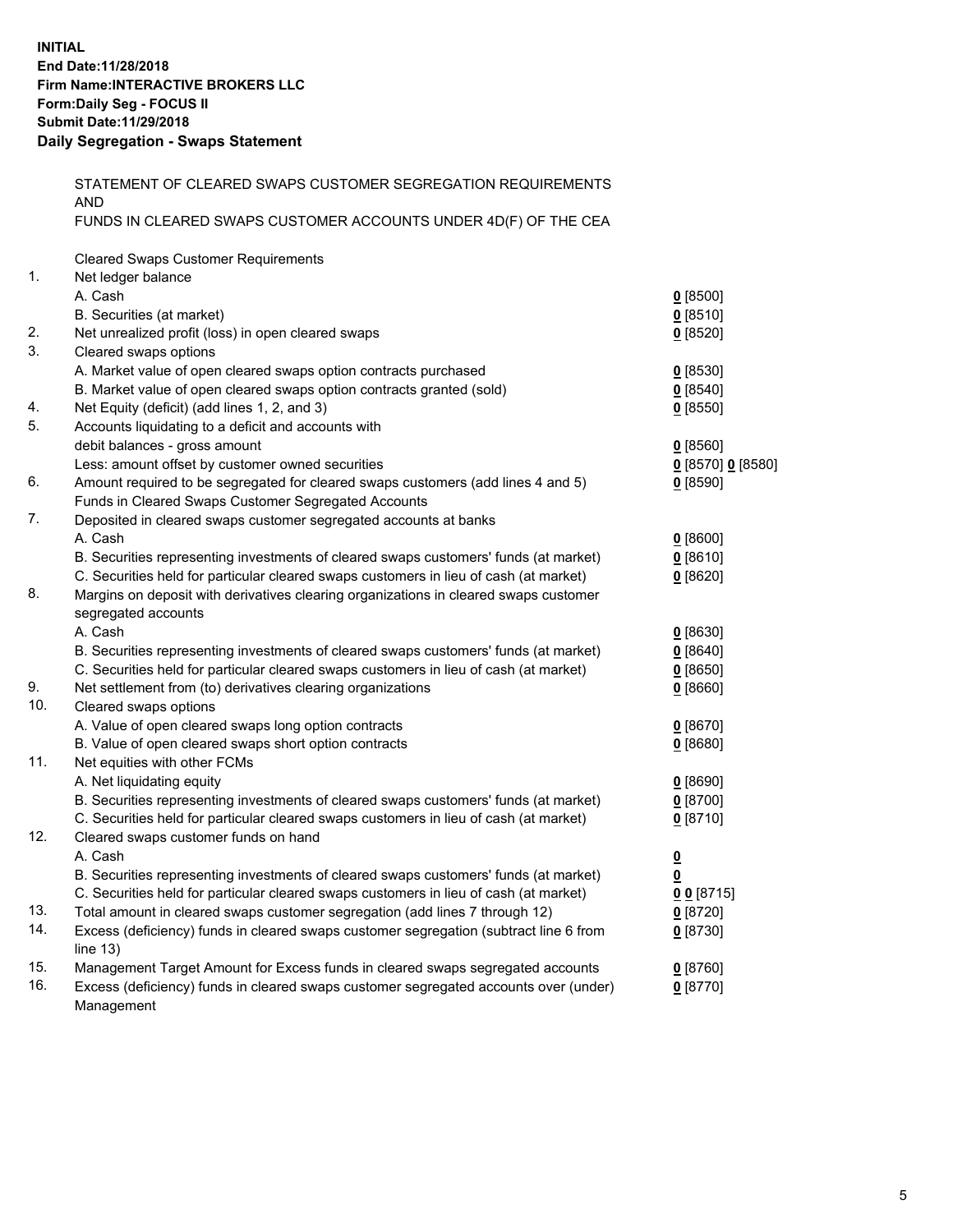**INITIAL**
**End Date:11/28/2018**
**Firm Name:INTERACTIVE BROKERS LLC**
**Form:Daily Seg - FOCUS II**
**Submit Date:11/29/2018**
**Daily Segregation - Swaps Statement**

STATEMENT OF CLEARED SWAPS CUSTOMER SEGREGATION REQUIREMENTS AND FUNDS IN CLEARED SWAPS CUSTOMER ACCOUNTS UNDER 4D(F) OF THE CEA

| | | |
|---|---|---|
| | Cleared Swaps Customer Requirements | |
| 1. | Net ledger balance | |
| | A. Cash | 0 [8500] |
| | B. Securities (at market) | 0 [8510] |
| 2. | Net unrealized profit (loss) in open cleared swaps | 0 [8520] |
| 3. | Cleared swaps options | |
| | A. Market value of open cleared swaps option contracts purchased | 0 [8530] |
| | B. Market value of open cleared swaps option contracts granted (sold) | 0 [8540] |
| 4. | Net Equity (deficit) (add lines 1, 2, and 3) | 0 [8550] |
| 5. | Accounts liquidating to a deficit and accounts with | |
| | debit balances - gross amount | 0 [8560] |
| | Less: amount offset by customer owned securities | 0 [8570] 0 [8580] |
| 6. | Amount required to be segregated for cleared swaps customers (add lines 4 and 5) | 0 [8590] |
| | Funds in Cleared Swaps Customer Segregated Accounts | |
| 7. | Deposited in cleared swaps customer segregated accounts at banks | |
| | A. Cash | 0 [8600] |
| | B. Securities representing investments of cleared swaps customers' funds (at market) | 0 [8610] |
| | C. Securities held for particular cleared swaps customers in lieu of cash (at market) | 0 [8620] |
| 8. | Margins on deposit with derivatives clearing organizations in cleared swaps customer segregated accounts | |
| | A. Cash | 0 [8630] |
| | B. Securities representing investments of cleared swaps customers' funds (at market) | 0 [8640] |
| | C. Securities held for particular cleared swaps customers in lieu of cash (at market) | 0 [8650] |
| 9. | Net settlement from (to) derivatives clearing organizations | 0 [8660] |
| 10. | Cleared swaps options | |
| | A. Value of open cleared swaps long option contracts | 0 [8670] |
| | B. Value of open cleared swaps short option contracts | 0 [8680] |
| 11. | Net equities with other FCMs | |
| | A. Net liquidating equity | 0 [8690] |
| | B. Securities representing investments of cleared swaps customers' funds (at market) | 0 [8700] |
| | C. Securities held for particular cleared swaps customers in lieu of cash (at market) | 0 [8710] |
| 12. | Cleared swaps customer funds on hand | |
| | A. Cash | 0 |
| | B. Securities representing investments of cleared swaps customers' funds (at market) | 0 |
| | C. Securities held for particular cleared swaps customers in lieu of cash (at market) | 0 0 [8715] |
| 13. | Total amount in cleared swaps customer segregation (add lines 7 through 12) | 0 [8720] |
| 14. | Excess (deficiency) funds in cleared swaps customer segregation (subtract line 6 from line 13) | 0 [8730] |
| 15. | Management Target Amount for Excess funds in cleared swaps segregated accounts | 0 [8760] |
| 16. | Excess (deficiency) funds in cleared swaps customer segregated accounts over (under) Management | 0 [8770] |